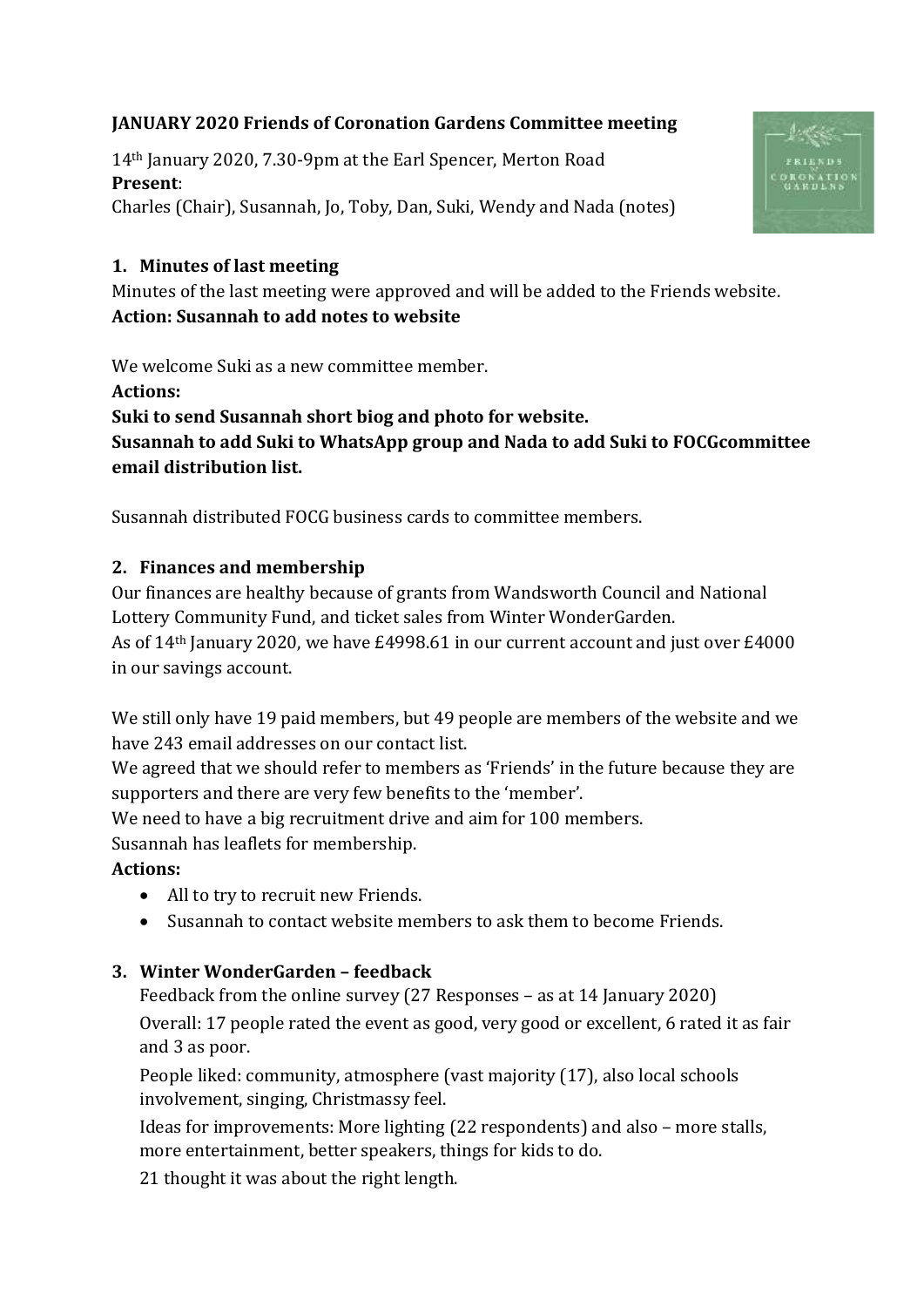**JANUARY 2020 Friends of Coronation Gardens Committee meeting**

14th January 2020, 7.30-9pm at the Earl Spencer, Merton Road

**Present**:

Charles (Chair), Susannah, Jo, Toby, Dan, Suki, Wendy and Nada (notes)

## 1. Minutes of last meeting

Minutes of the last meeting were approved and will be added to the Friends website.

**Action: Susannah to add notes to website**

We welcome Suki as a new committee member.

**Actions:**

**Suki to send Susannah short biog and photo for website.**

**Susannah to add Suki to WhatsApp group and Nada to add Suki to FOCGcommittee email distribution list.**

Susannah distributed FOCG business cards to committee members.

## 2. Finances and membership

Our finances are healthy because of grants from Wandsworth Council and National Lottery Community Fund, and ticket sales from Winter WonderGarden.

As of 14th January 2020, we have £4998.61 in our current account and just over £4000 in our savings account.

We still only have 19 paid members, but 49 people are members of the website and we have 243 email addresses on our contact list.

We agreed that we should refer to members as 'Friends' in the future because they are supporters and there are very few benefits to the 'member'.

We need to have a big recruitment drive and aim for 100 members.

Susannah has leaflets for membership.

**Actions:**

- All to try to recruit new Friends.
- Susannah to contact website members to ask them to become Friends.

## 3. Winter WonderGarden – feedback

Feedback from the online survey (27 Responses – as at 14 January 2020)

Overall: 17 people rated the event as good, very good or excellent, 6 rated it as fair and 3 as poor.

People liked: community, atmosphere (vast majority (17), also local schools involvement, singing, Christmassy feel.

Ideas for improvements: More lighting (22 respondents) and also – more stalls, more entertainment, better speakers, things for kids to do.

21 thought it was about the right length.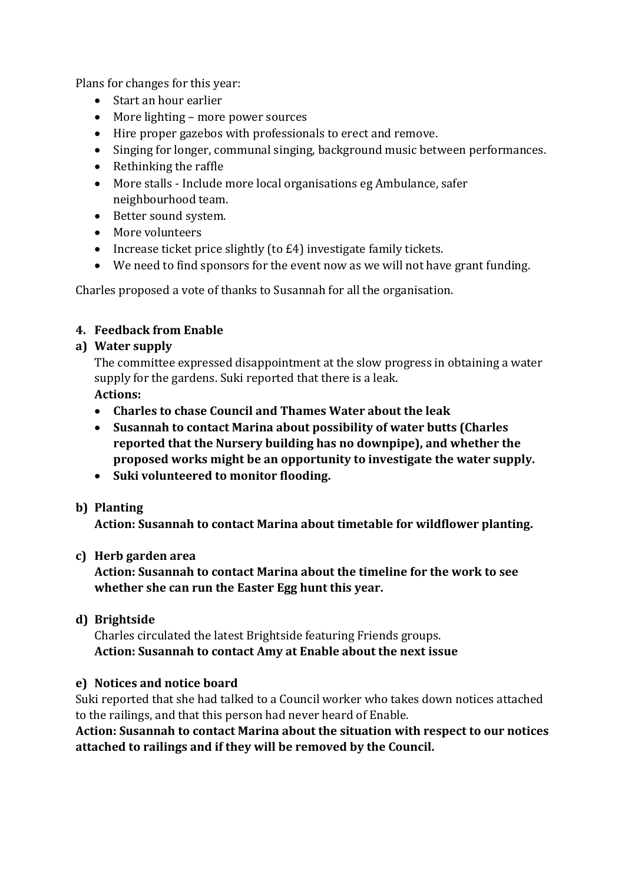Plans for changes for this year:

- Start an hour earlier
- More lighting – more power sources
- Hire proper gazebos with professionals to erect and remove.
- Singing for longer, communal singing, background music between performances.
- Rethinking the raffle
- More stalls - Include more local organisations eg Ambulance, safer neighbourhood team.
- Better sound system.
- More volunteers
- Increase ticket price slightly (to £4) investigate family tickets.
- We need to find sponsors for the event now as we will not have grant funding.

Charles proposed a vote of thanks to Susannah for all the organisation.

**4. Feedback from Enable**

**a) Water supply**

The committee expressed disappointment at the slow progress in obtaining a water supply for the gardens. Suki reported that there is a leak.

**Actions:**

- **Charles to chase Council and Thames Water about the leak**
- **Susannah to contact Marina about possibility of water butts (Charles reported that the Nursery building has no downpipe), and whether the proposed works might be an opportunity to investigate the water supply.**
- **Suki volunteered to monitor flooding.**

**b) Planting**

**Action: Susannah to contact Marina about timetable for wildflower planting.**

**c) Herb garden area**

**Action: Susannah to contact Marina about the timeline for the work to see whether she can run the Easter Egg hunt this year.**

**d) Brightside**

Charles circulated the latest Brightside featuring Friends groups.

**Action: Susannah to contact Amy at Enable about the next issue**

**e) Notices and notice board**

Suki reported that she had talked to a Council worker who takes down notices attached to the railings, and that this person had never heard of Enable.

**Action: Susannah to contact Marina about the situation with respect to our notices attached to railings and if they will be removed by the Council.**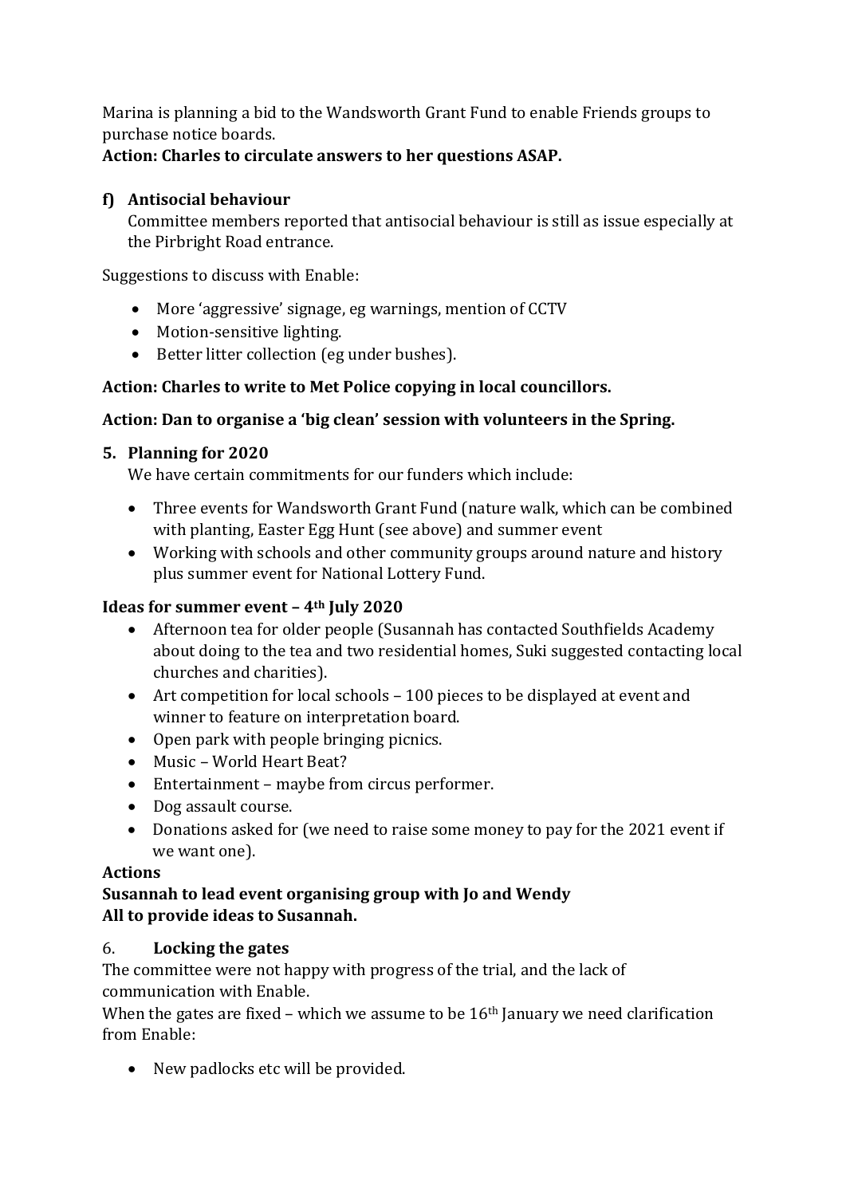Marina is planning a bid to the Wandsworth Grant Fund to enable Friends groups to purchase notice boards.

**Action: Charles to circulate answers to her questions ASAP.**

**f) Antisocial behaviour**

Committee members reported that antisocial behaviour is still as issue especially at the Pirbright Road entrance.

Suggestions to discuss with Enable:

- More 'aggressive' signage, eg warnings, mention of CCTV
- Motion-sensitive lighting.
- Better litter collection (eg under bushes).

**Action: Charles to write to Met Police copying in local councillors.**

**Action: Dan to organise a 'big clean' session with volunteers in the Spring.**

**5. Planning for 2020**

We have certain commitments for our funders which include:

- Three events for Wandsworth Grant Fund (nature walk, which can be combined with planting, Easter Egg Hunt (see above) and summer event
- Working with schools and other community groups around nature and history plus summer event for National Lottery Fund.

**Ideas for summer event – 4th July 2020**

- Afternoon tea for older people (Susannah has contacted Southfields Academy about doing to the tea and two residential homes, Suki suggested contacting local churches and charities).
- Art competition for local schools – 100 pieces to be displayed at event and winner to feature on interpretation board.
- Open park with people bringing picnics.
- Music – World Heart Beat?
- Entertainment – maybe from circus performer.
- Dog assault course.
- Donations asked for (we need to raise some money to pay for the 2021 event if we want one).

**Actions**

**Susannah to lead event organising group with Jo and Wendy**

**All to provide ideas to Susannah.**

6. **Locking the gates**

The committee were not happy with progress of the trial, and the lack of communication with Enable.

When the gates are fixed – which we assume to be 16th January we need clarification from Enable:

- New padlocks etc will be provided.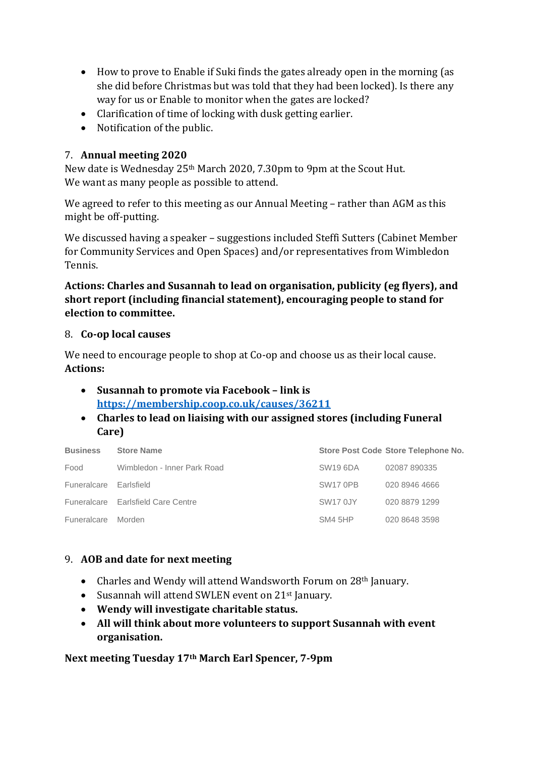- How to prove to Enable if Suki finds the gates already open in the morning (as she did before Christmas but was told that they had been locked). Is there any way for us or Enable to monitor when the gates are locked?
- Clarification of time of locking with dusk getting earlier.
- Notification of the public.

7. **Annual meeting 2020**

New date is Wednesday 25th March 2020, 7.30pm to 9pm at the Scout Hut.
We want as many people as possible to attend.

We agreed to refer to this meeting as our Annual Meeting – rather than AGM as this might be off-putting.

We discussed having a speaker – suggestions included Steffi Sutters (Cabinet Member for Community Services and Open Spaces) and/or representatives from Wimbledon Tennis.

**Actions: Charles and Susannah to lead on organisation, publicity (eg flyers), and short report (including financial statement), encouraging people to stand for election to committee.**

8. **Co-op local causes**

We need to encourage people to shop at Co-op and choose us as their local cause.
**Actions:**

- **Susannah to promote via Facebook – link is [https://membership.coop.co.uk/causes/36211](https://membership.coop.co.uk/causes/36211)**
- **Charles to lead on liaising with our assigned stores (including Funeral Care)**

| Business | Store Name | Store Post Code | Store Telephone No. |
|---|---|---|---|
| Food | Wimbledon - Inner Park Road | SW19 6DA | 02087 890335 |
| Funeralcare | Earlsfield | SW17 0PB | 020 8946 4666 |
| Funeralcare | Earlsfield Care Centre | SW17 0JY | 020 8879 1299 |
| Funeralcare | Morden | SM4 5HP | 020 8648 3598 |

9. **AOB and date for next meeting**

- Charles and Wendy will attend Wandsworth Forum on 28th January.
- Susannah will attend SWLEN event on 21st January.
- **Wendy will investigate charitable status.**
- **All will think about more volunteers to support Susannah with event organisation.**

**Next meeting Tuesday 17th March Earl Spencer, 7-9pm**